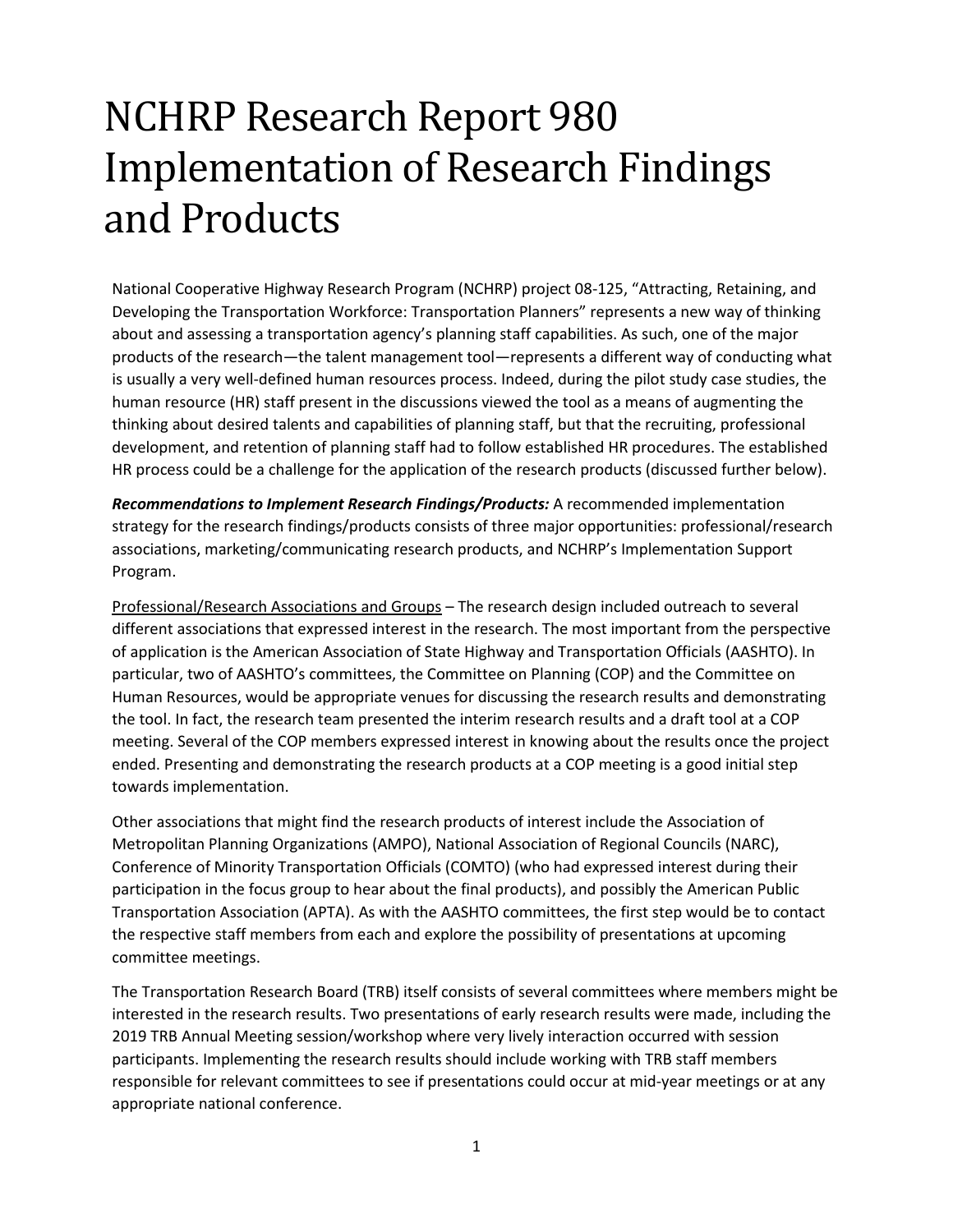# NCHRP Research Report 980 Implementation of Research Findings and Products

National Cooperative Highway Research Program (NCHRP) project 08-125, "Attracting, Retaining, and Developing the Transportation Workforce: Transportation Planners" represents a new way of thinking about and assessing a transportation agency's planning staff capabilities. As such, one of the major products of the research—the talent management tool—represents a different way of conducting what is usually a very well-defined human resources process. Indeed, during the pilot study case studies, the human resource (HR) staff present in the discussions viewed the tool as a means of augmenting the thinking about desired talents and capabilities of planning staff, but that the recruiting, professional development, and retention of planning staff had to follow established HR procedures. The established HR process could be a challenge for the application of the research products (discussed further below).

***Recommendations to Implement Research Findings/Products:*** A recommended implementation strategy for the research findings/products consists of three major opportunities: professional/research associations, marketing/communicating research products, and NCHRP's Implementation Support Program.

<u>Professional/Research Associations and Groups</u> – The research design included outreach to several different associations that expressed interest in the research. The most important from the perspective of application is the American Association of State Highway and Transportation Officials (AASHTO). In particular, two of AASHTO's committees, the Committee on Planning (COP) and the Committee on Human Resources, would be appropriate venues for discussing the research results and demonstrating the tool. In fact, the research team presented the interim research results and a draft tool at a COP meeting. Several of the COP members expressed interest in knowing about the results once the project ended. Presenting and demonstrating the research products at a COP meeting is a good initial step towards implementation.

Other associations that might find the research products of interest include the Association of Metropolitan Planning Organizations (AMPO), National Association of Regional Councils (NARC), Conference of Minority Transportation Officials (COMTO) (who had expressed interest during their participation in the focus group to hear about the final products), and possibly the American Public Transportation Association (APTA). As with the AASHTO committees, the first step would be to contact the respective staff members from each and explore the possibility of presentations at upcoming committee meetings.

The Transportation Research Board (TRB) itself consists of several committees where members might be interested in the research results. Two presentations of early research results were made, including the 2019 TRB Annual Meeting session/workshop where very lively interaction occurred with session participants. Implementing the research results should include working with TRB staff members responsible for relevant committees to see if presentations could occur at mid-year meetings or at any appropriate national conference.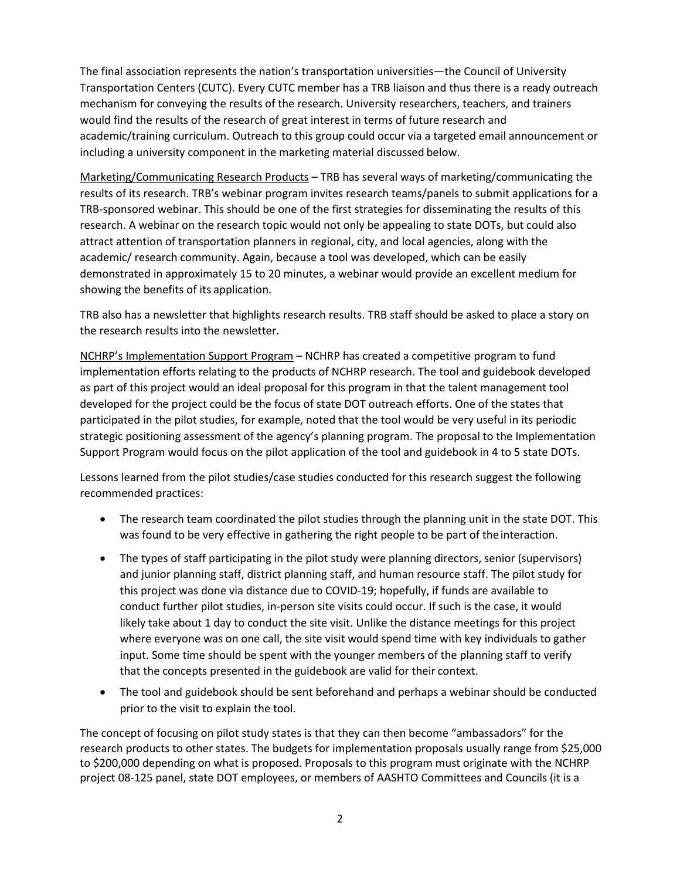The final association represents the nation's transportation universities—the Council of University Transportation Centers (CUTC). Every CUTC member has a TRB liaison and thus there is a ready outreach mechanism for conveying the results of the research. University researchers, teachers, and trainers would find the results of the research of great interest in terms of future research and academic/training curriculum. Outreach to this group could occur via a targeted email announcement or including a university component in the marketing material discussed below.

<u>Marketing/Communicating Research Products</u> – TRB has several ways of marketing/communicating the results of its research. TRB's webinar program invites research teams/panels to submit applications for a TRB-sponsored webinar. This should be one of the first strategies for disseminating the results of this research. A webinar on the research topic would not only be appealing to state DOTs, but could also attract attention of transportation planners in regional, city, and local agencies, along with the academic/ research community. Again, because a tool was developed, which can be easily demonstrated in approximately 15 to 20 minutes, a webinar would provide an excellent medium for showing the benefits of its application.

TRB also has a newsletter that highlights research results. TRB staff should be asked to place a story on the research results into the newsletter.

<u>NCHRP's Implementation Support Program</u> – NCHRP has created a competitive program to fund implementation efforts relating to the products of NCHRP research. The tool and guidebook developed as part of this project would an ideal proposal for this program in that the talent management tool developed for the project could be the focus of state DOT outreach efforts. One of the states that participated in the pilot studies, for example, noted that the tool would be very useful in its periodic strategic positioning assessment of the agency's planning program. The proposal to the Implementation Support Program would focus on the pilot application of the tool and guidebook in 4 to 5 state DOTs.

Lessons learned from the pilot studies/case studies conducted for this research suggest the following recommended practices:

- The research team coordinated the pilot studies through the planning unit in the state DOT. This was found to be very effective in gathering the right people to be part of the interaction.
- The types of staff participating in the pilot study were planning directors, senior (supervisors) and junior planning staff, district planning staff, and human resource staff. The pilot study for this project was done via distance due to COVID-19; hopefully, if funds are available to conduct further pilot studies, in-person site visits could occur. If such is the case, it would likely take about 1 day to conduct the site visit. Unlike the distance meetings for this project where everyone was on one call, the site visit would spend time with key individuals to gather input. Some time should be spent with the younger members of the planning staff to verify that the concepts presented in the guidebook are valid for their context.
- The tool and guidebook should be sent beforehand and perhaps a webinar should be conducted prior to the visit to explain the tool.

The concept of focusing on pilot study states is that they can then become "ambassadors" for the research products to other states. The budgets for implementation proposals usually range from $25,000 to $200,000 depending on what is proposed. Proposals to this program must originate with the NCHRP project 08-125 panel, state DOT employees, or members of AASHTO Committees and Councils (it is a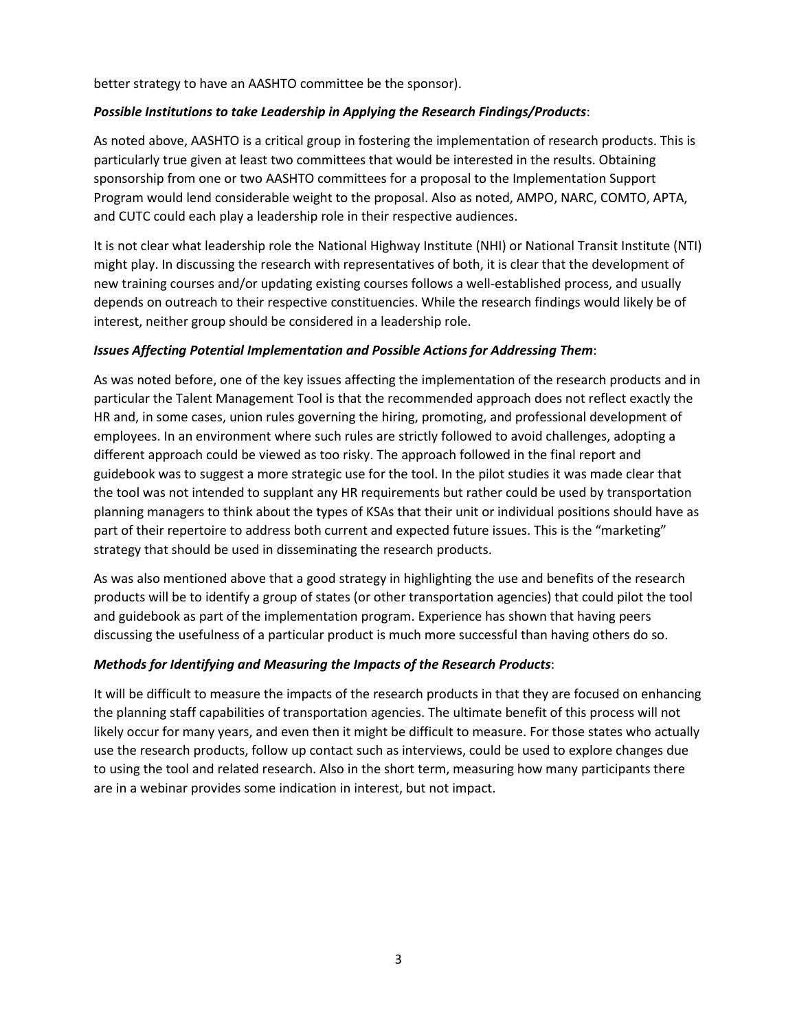better strategy to have an AASHTO committee be the sponsor).

***Possible Institutions to take Leadership in Applying the Research Findings/Products***:

As noted above, AASHTO is a critical group in fostering the implementation of research products. This is particularly true given at least two committees that would be interested in the results. Obtaining sponsorship from one or two AASHTO committees for a proposal to the Implementation Support Program would lend considerable weight to the proposal. Also as noted, AMPO, NARC, COMTO, APTA, and CUTC could each play a leadership role in their respective audiences.

It is not clear what leadership role the National Highway Institute (NHI) or National Transit Institute (NTI) might play. In discussing the research with representatives of both, it is clear that the development of new training courses and/or updating existing courses follows a well-established process, and usually depends on outreach to their respective constituencies. While the research findings would likely be of interest, neither group should be considered in a leadership role.

***Issues Affecting Potential Implementation and Possible Actions for Addressing Them***:

As was noted before, one of the key issues affecting the implementation of the research products and in particular the Talent Management Tool is that the recommended approach does not reflect exactly the HR and, in some cases, union rules governing the hiring, promoting, and professional development of employees. In an environment where such rules are strictly followed to avoid challenges, adopting a different approach could be viewed as too risky. The approach followed in the final report and guidebook was to suggest a more strategic use for the tool. In the pilot studies it was made clear that the tool was not intended to supplant any HR requirements but rather could be used by transportation planning managers to think about the types of KSAs that their unit or individual positions should have as part of their repertoire to address both current and expected future issues. This is the "marketing" strategy that should be used in disseminating the research products.

As was also mentioned above that a good strategy in highlighting the use and benefits of the research products will be to identify a group of states (or other transportation agencies) that could pilot the tool and guidebook as part of the implementation program. Experience has shown that having peers discussing the usefulness of a particular product is much more successful than having others do so.

***Methods for Identifying and Measuring the Impacts of the Research Products***:

It will be difficult to measure the impacts of the research products in that they are focused on enhancing the planning staff capabilities of transportation agencies. The ultimate benefit of this process will not likely occur for many years, and even then it might be difficult to measure. For those states who actually use the research products, follow up contact such as interviews, could be used to explore changes due to using the tool and related research. Also in the short term, measuring how many participants there are in a webinar provides some indication in interest, but not impact.